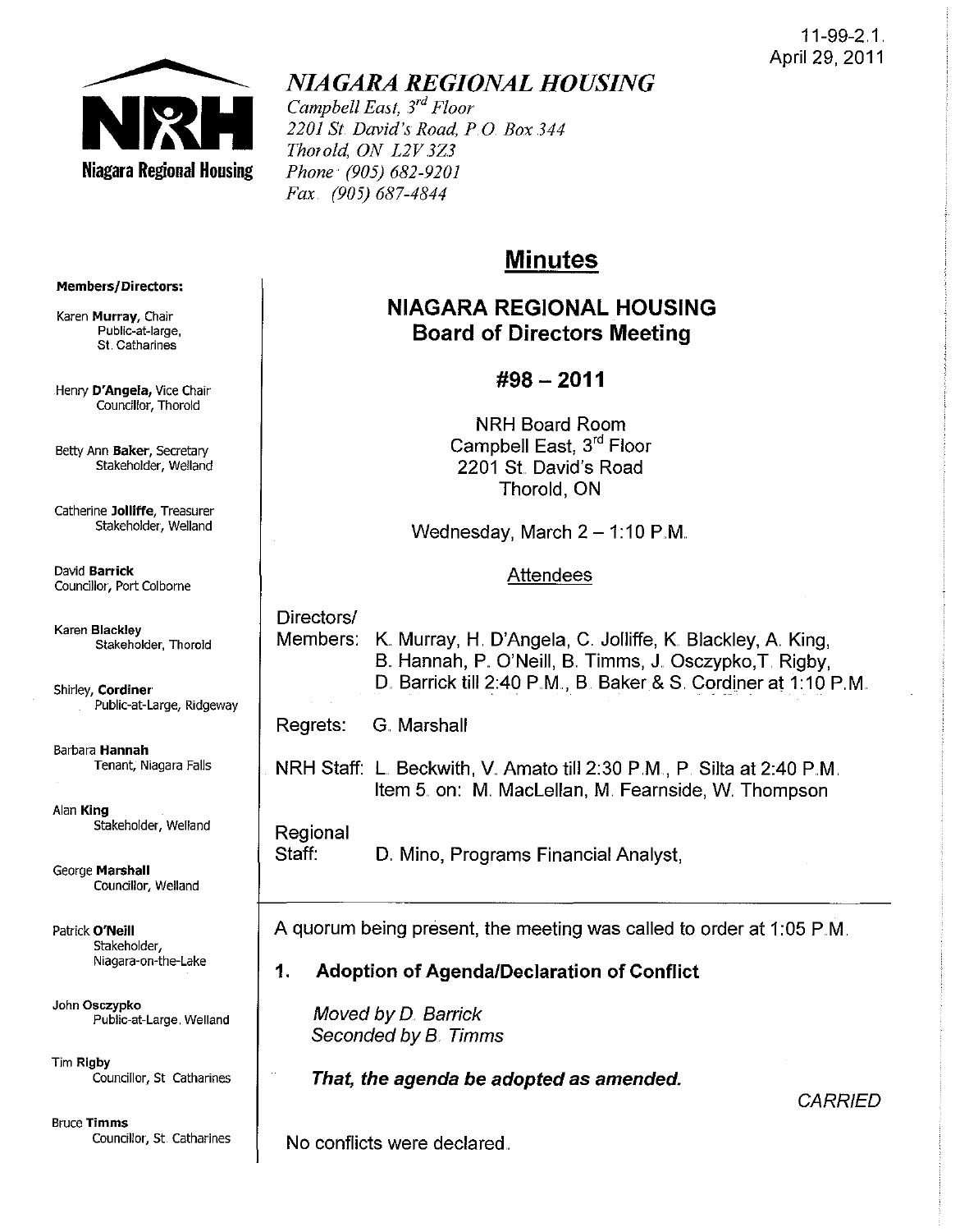11-99-2.1.
April 29, 2011

# NIAGARA REGIONAL HOUSING

*Campbell East, 3rd Floor*
*2201 St. David's Road, P.O. Box 344*
*Thorold, ON L2V 3Z3*
*Phone: (905) 682-9201*
*Fax: (905) 687-4844*

**Members/Directors:**

Karen **Murray**, Chair
Public-at-large, St. Catharines

Henry **D'Angela,** Vice Chair
Councillor, Thorold

Betty Ann **Baker**, Secretary
Stakeholder, Welland

Catherine **Jolliffe**, Treasurer
Stakeholder, Welland

David **Barrick**
Councillor, Port Colborne

Karen **Blackley**
Stakeholder, Thorold

Shirley, **Cordiner**
Public-at-Large, Ridgeway

Barbara **Hannah**
Tenant, Niagara Falls

Alan **King**
Stakeholder, Welland

George **Marshall**
Councillor, Welland

Patrick **O'Neill**
Stakeholder, Niagara-on-the-Lake

John **Osczypko**
Public-at-Large, Welland

Tim **Rigby**
Councillor, St Catharines

Bruce **Timms**
Councillor, St. Catharines

## Minutes

## NIAGARA REGIONAL HOUSING Board of Directors Meeting

## #98 – 2011

NRH Board Room
Campbell East, 3rd Floor
2201 St. David's Road
Thorold, ON

Wednesday, March 2 – 1:10 P.M.

Attendees

Directors/
Members: K. Murray, H. D'Angela, C. Jolliffe, K. Blackley, A. King, B. Hannah, P. O'Neill, B. Timms, J. Osczypko, T. Rigby, D. Barrick till 2:40 P.M., B. Baker & S. Cordiner at 1:10 P.M.

Regrets: G. Marshall

NRH Staff: L. Beckwith, V. Amato till 2:30 P.M., P. Silta at 2:40 P.M. Item 5. on: M. MacLellan, M. Fearnside, W. Thompson

Regional
Staff: D. Mino, Programs Financial Analyst,

A quorum being present, the meeting was called to order at 1:05 P.M.

### 1. Adoption of Agenda/Declaration of Conflict

*Moved by D. Barrick*
*Seconded by B. Timms*

***That, the agenda be adopted as amended.***

*CARRIED*

No conflicts were declared.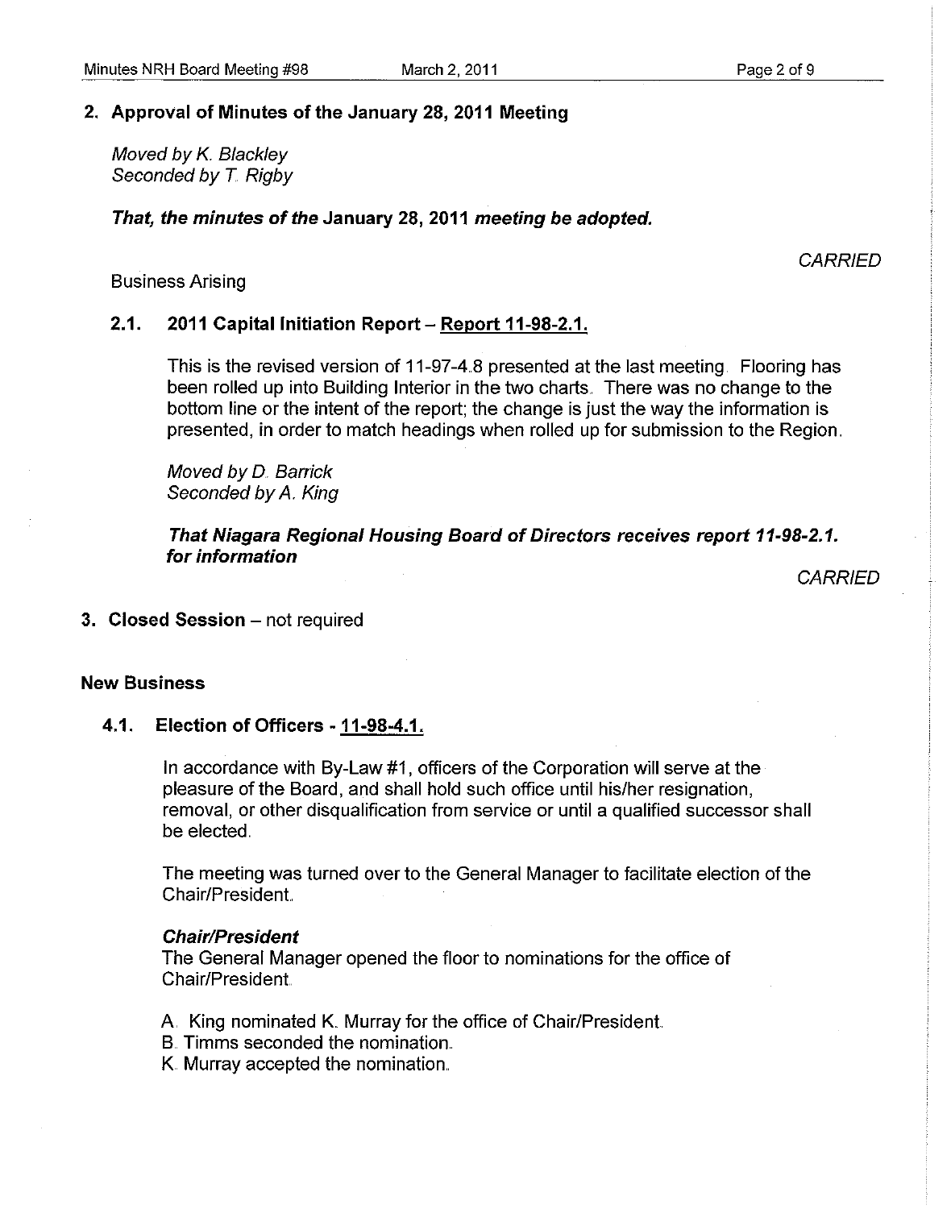## 2. Approval of Minutes of the January 28, 2011 Meeting

*Moved by K. Blackley*
*Seconded by T. Rigby*

***That, the minutes of the* January 28, 2011 *meeting be adopted.***

*CARRIED*

Business Arising

### 2.1. 2011 Capital Initiation Report – Report 11-98-2.1.

This is the revised version of 11-97-4.8 presented at the last meeting. Flooring has been rolled up into Building Interior in the two charts. There was no change to the bottom line or the intent of the report; the change is just the way the information is presented, in order to match headings when rolled up for submission to the Region.

*Moved by D. Barrick*
*Seconded by A. King*

***That Niagara Regional Housing Board of Directors receives report 11-98-2.1. for information***

*CARRIED*

## 3. Closed Session – not required

## New Business

### 4.1. Election of Officers - 11-98-4.1.

In accordance with By-Law #1, officers of the Corporation will serve at the pleasure of the Board, and shall hold such office until his/her resignation, removal, or other disqualification from service or until a qualified successor shall be elected.

The meeting was turned over to the General Manager to facilitate election of the Chair/President.

***Chair/President***

The General Manager opened the floor to nominations for the office of Chair/President.

A. King nominated K. Murray for the office of Chair/President.
B. Timms seconded the nomination.
K. Murray accepted the nomination.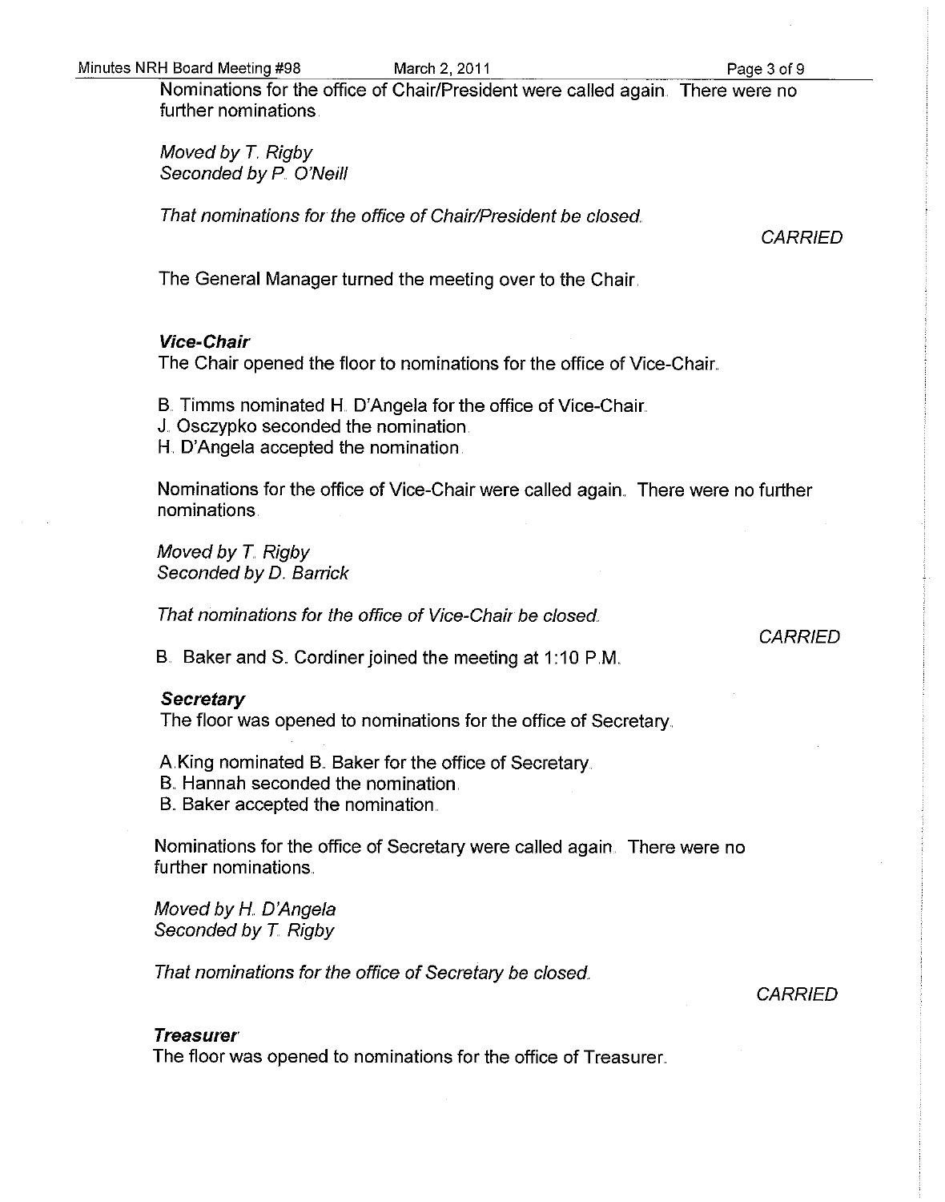Nominations for the office of Chair/President were called again. There were no further nominations.

*Moved by T. Rigby*
*Seconded by P. O'Neill*

*That nominations for the office of Chair/President be closed.*

*CARRIED*

The General Manager turned the meeting over to the Chair.

***Vice-Chair***

The Chair opened the floor to nominations for the office of Vice-Chair.

B. Timms nominated H. D'Angela for the office of Vice-Chair.
J. Osczypko seconded the nomination.
H. D'Angela accepted the nomination.

Nominations for the office of Vice-Chair were called again. There were no further nominations.

*Moved by T. Rigby*
*Seconded by D. Barrick*

*That nominations for the office of Vice-Chair be closed.*

*CARRIED*

B. Baker and S. Cordiner joined the meeting at 1:10 P.M.

***Secretary***

The floor was opened to nominations for the office of Secretary.

A. King nominated B. Baker for the office of Secretary.
B. Hannah seconded the nomination.
B. Baker accepted the nomination.

Nominations for the office of Secretary were called again. There were no further nominations.

*Moved by H. D'Angela*
*Seconded by T. Rigby*

*That nominations for the office of Secretary be closed.*

*CARRIED*

***Treasurer***

The floor was opened to nominations for the office of Treasurer.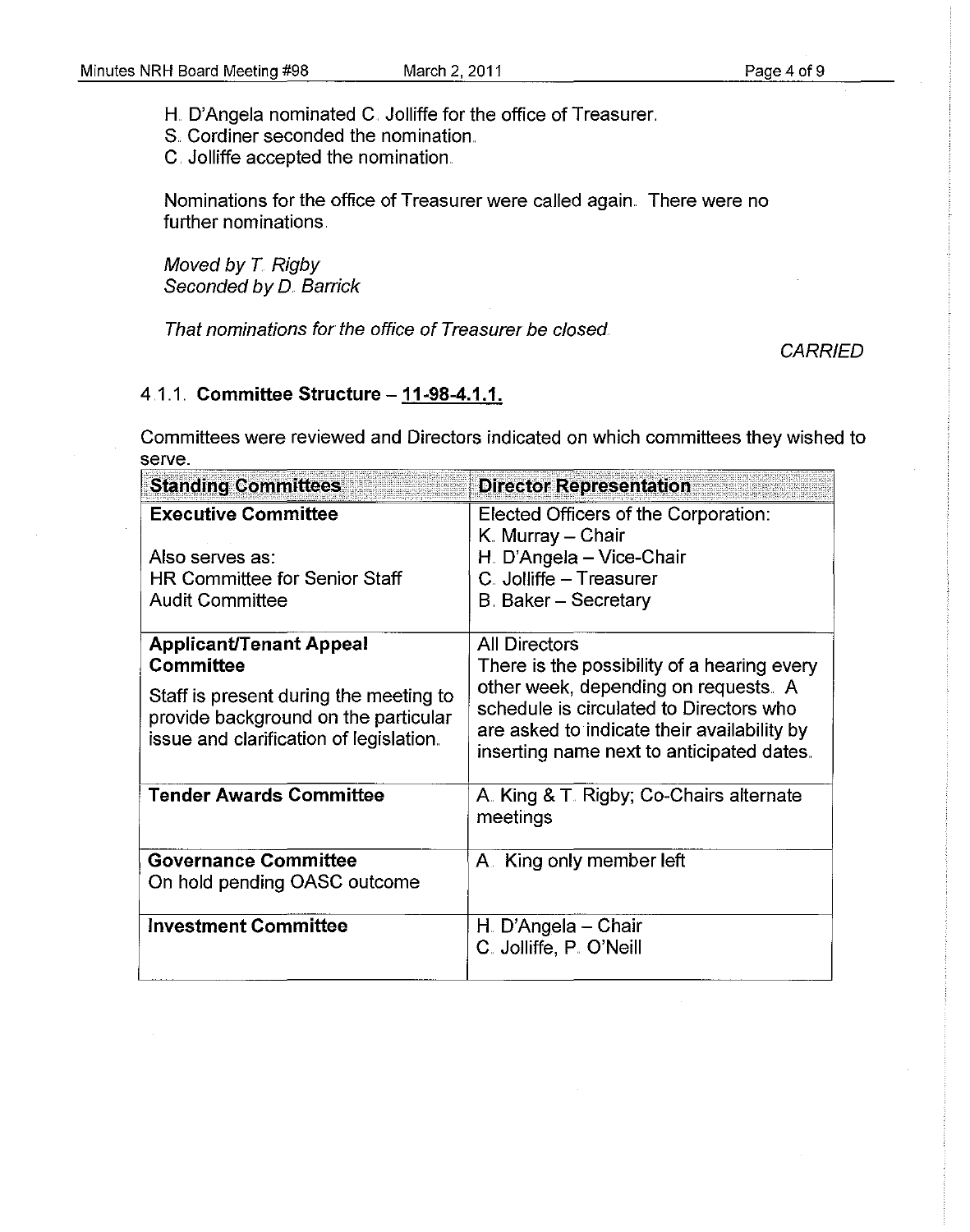H. D'Angela nominated C. Jolliffe for the office of Treasurer.
S. Cordiner seconded the nomination.
C. Jolliffe accepted the nomination.

Nominations for the office of Treasurer were called again. There were no further nominations.

*Moved by T. Rigby*
*Seconded by D. Barrick*

*That nominations for the office of Treasurer be closed.*

*CARRIED*

### 4.1.1. **Committee Structure – 11-98-4.1.1.**

Committees were reviewed and Directors indicated on which committees they wished to serve.

| Standing Committees | Director Representation |
|---|---|
| **Executive Committee**<br><br>Also serves as:<br>HR Committee for Senior Staff<br>Audit Committee | Elected Officers of the Corporation:<br>K. Murray – Chair<br>H. D'Angela – Vice-Chair<br>C. Jolliffe – Treasurer<br>B. Baker – Secretary |
| **Applicant/Tenant Appeal Committee**<br>Staff is present during the meeting to provide background on the particular issue and clarification of legislation. | All Directors<br>There is the possibility of a hearing every other week, depending on requests. A schedule is circulated to Directors who are asked to indicate their availability by inserting name next to anticipated dates. |
| **Tender Awards Committee** | A. King & T. Rigby; Co-Chairs alternate meetings |
| **Governance Committee**<br>On hold pending OASC outcome | A. King only member left |
| **Investment Committee** | H. D'Angela – Chair<br>C. Jolliffe, P. O'Neill |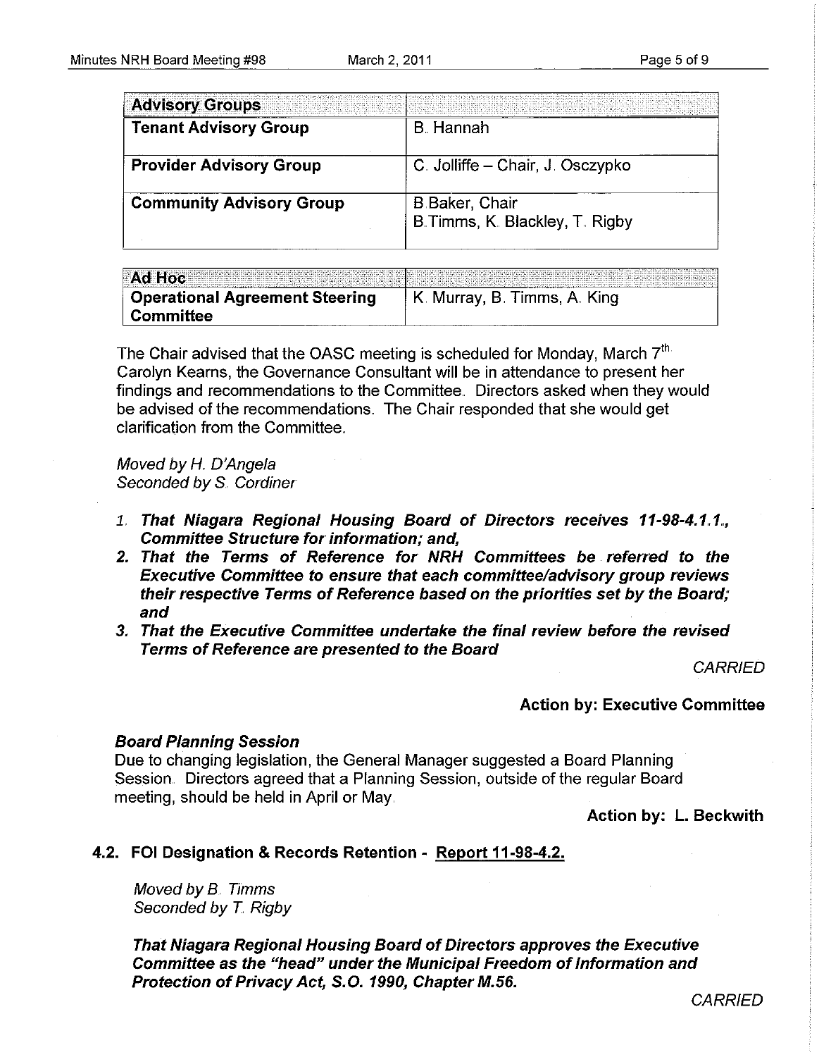| **Advisory Groups** | |
|---|---|
| **Tenant Advisory Group** | B. Hannah |
| **Provider Advisory Group** | C. Jolliffe – Chair, J. Osczypko |
| **Community Advisory Group** | B.Baker, Chair<br>B.Timms, K. Blackley, T. Rigby |

| **Ad Hoc** | |
|---|---|
| **Operational Agreement Steering Committee** | K. Murray, B. Timms, A. King |

The Chair advised that the OASC meeting is scheduled for Monday, March 7th. Carolyn Kearns, the Governance Consultant will be in attendance to present her findings and recommendations to the Committee. Directors asked when they would be advised of the recommendations. The Chair responded that she would get clarification from the Committee.

*Moved by H. D'Angela*
*Seconded by S. Cordiner*

1. ***That Niagara Regional Housing Board of Directors receives 11-98-4.1.1., Committee Structure for information; and,***
2. ***That the Terms of Reference for NRH Committees be referred to the Executive Committee to ensure that each committee/advisory group reviews their respective Terms of Reference based on the priorities set by the Board; and***
3. ***That the Executive Committee undertake the final review before the revised Terms of Reference are presented to the Board***

*CARRIED*

**Action by: Executive Committee**

***Board Planning Session***

Due to changing legislation, the General Manager suggested a Board Planning Session. Directors agreed that a Planning Session, outside of the regular Board meeting, should be held in April or May.

**Action by: L. Beckwith**

### 4.2. FOI Designation & Records Retention - Report 11-98-4.2.

*Moved by B. Timms*
*Seconded by T. Rigby*

***That Niagara Regional Housing Board of Directors approves the Executive Committee as the "head" under the Municipal Freedom of Information and Protection of Privacy Act, S.O. 1990, Chapter M.56.***

*CARRIED*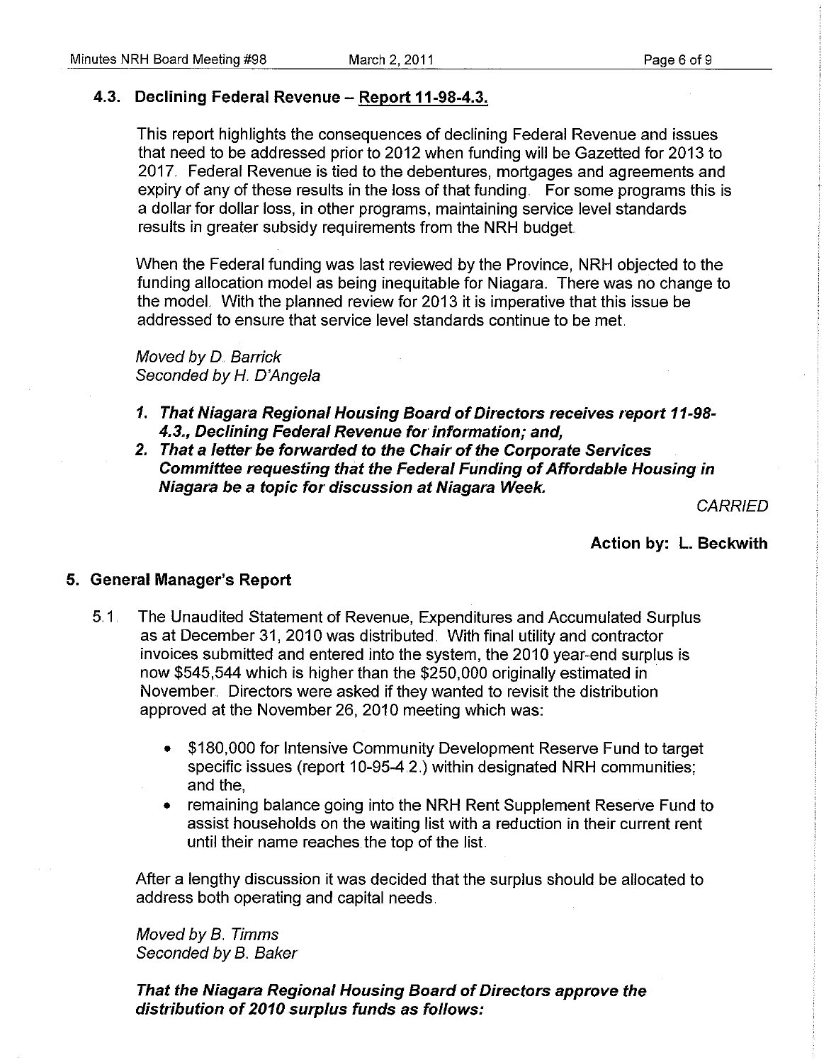### 4.3. Declining Federal Revenue – Report 11-98-4.3.

This report highlights the consequences of declining Federal Revenue and issues that need to be addressed prior to 2012 when funding will be Gazetted for 2013 to 2017. Federal Revenue is tied to the debentures, mortgages and agreements and expiry of any of these results in the loss of that funding. For some programs this is a dollar for dollar loss, in other programs, maintaining service level standards results in greater subsidy requirements from the NRH budget.

When the Federal funding was last reviewed by the Province, NRH objected to the funding allocation model as being inequitable for Niagara. There was no change to the model. With the planned review for 2013 it is imperative that this issue be addressed to ensure that service level standards continue to be met.

*Moved by D. Barrick*
*Seconded by H. D'Angela*

1. ***That Niagara Regional Housing Board of Directors receives report 11-98-4.3., Declining Federal Revenue for information; and,***
2. ***That a letter be forwarded to the Chair of the Corporate Services Committee requesting that the Federal Funding of Affordable Housing in Niagara be a topic for discussion at Niagara Week.***

*CARRIED*

**Action by: L. Beckwith**

## 5. General Manager's Report

5.1. The Unaudited Statement of Revenue, Expenditures and Accumulated Surplus as at December 31, 2010 was distributed. With final utility and contractor invoices submitted and entered into the system, the 2010 year-end surplus is now $545,544 which is higher than the $250,000 originally estimated in November. Directors were asked if they wanted to revisit the distribution approved at the November 26, 2010 meeting which was:

- $180,000 for Intensive Community Development Reserve Fund to target specific issues (report 10-95-4.2.) within designated NRH communities; and the,
- remaining balance going into the NRH Rent Supplement Reserve Fund to assist households on the waiting list with a reduction in their current rent until their name reaches the top of the list.

After a lengthy discussion it was decided that the surplus should be allocated to address both operating and capital needs.

*Moved by B. Timms*
*Seconded by B. Baker*

***That the Niagara Regional Housing Board of Directors approve the distribution of 2010 surplus funds as follows:***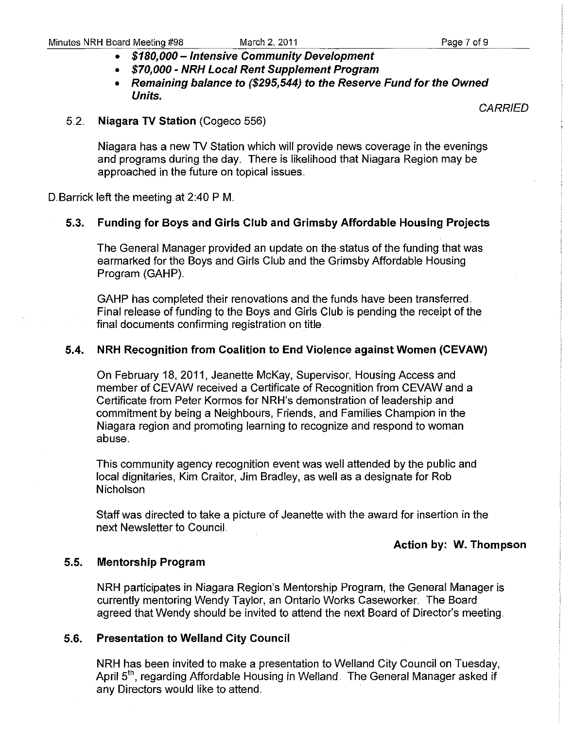- ***$180,000 – Intensive Community Development***
- ***$70,000 - NRH Local Rent Supplement Program***
- ***Remaining balance to ($295,544) to the Reserve Fund for the Owned Units.***

*CARRIED*

### 5.2. Niagara TV Station (Cogeco 556)

Niagara has a new TV Station which will provide news coverage in the evenings and programs during the day. There is likelihood that Niagara Region may be approached in the future on topical issues.

D.Barrick left the meeting at 2:40 P.M.

### 5.3. Funding for Boys and Girls Club and Grimsby Affordable Housing Projects

The General Manager provided an update on the status of the funding that was earmarked for the Boys and Girls Club and the Grimsby Affordable Housing Program (GAHP).

GAHP has completed their renovations and the funds have been transferred. Final release of funding to the Boys and Girls Club is pending the receipt of the final documents confirming registration on title.

### 5.4. NRH Recognition from Coalition to End Violence against Women (CEVAW)

On February 18, 2011, Jeanette McKay, Supervisor, Housing Access and member of CEVAW received a Certificate of Recognition from CEVAW and a Certificate from Peter Kormos for NRH's demonstration of leadership and commitment by being a Neighbours, Friends, and Families Champion in the Niagara region and promoting learning to recognize and respond to woman abuse.

This community agency recognition event was well attended by the public and local dignitaries, Kim Craitor, Jim Bradley, as well as a designate for Rob Nicholson

Staff was directed to take a picture of Jeanette with the award for insertion in the next Newsletter to Council.

**Action by: W. Thompson**

### 5.5. Mentorship Program

NRH participates in Niagara Region's Mentorship Program, the General Manager is currently mentoring Wendy Taylor, an Ontario Works Caseworker. The Board agreed that Wendy should be invited to attend the next Board of Director's meeting.

### 5.6. Presentation to Welland City Council

NRH has been invited to make a presentation to Welland City Council on Tuesday, April 5th, regarding Affordable Housing in Welland. The General Manager asked if any Directors would like to attend.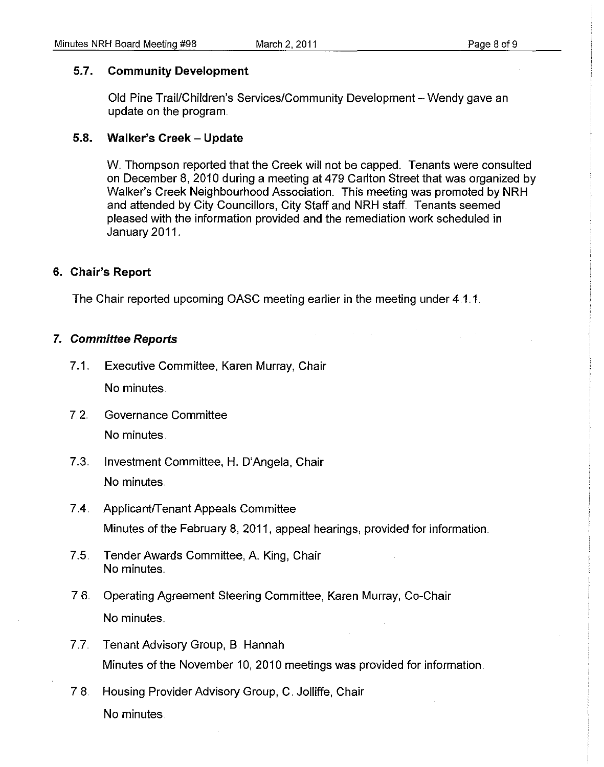### 5.7. Community Development

Old Pine Trail/Children's Services/Community Development – Wendy gave an update on the program.

### 5.8. Walker's Creek – Update

W. Thompson reported that the Creek will not be capped. Tenants were consulted on December 8, 2010 during a meeting at 479 Carlton Street that was organized by Walker's Creek Neighbourhood Association. This meeting was promoted by NRH and attended by City Councillors, City Staff and NRH staff. Tenants seemed pleased with the information provided and the remediation work scheduled in January 2011.

## 6. Chair's Report

The Chair reported upcoming OASC meeting earlier in the meeting under 4.1.1.

## 7. *Committee Reports*

7.1. Executive Committee, Karen Murray, Chair

No minutes.

7.2. Governance Committee

No minutes.

7.3. Investment Committee, H. D'Angela, Chair

No minutes.

7.4. Applicant/Tenant Appeals Committee

Minutes of the February 8, 2011, appeal hearings, provided for information.

7.5. Tender Awards Committee, A. King, Chair

No minutes.

7.6. Operating Agreement Steering Committee, Karen Murray, Co-Chair

No minutes.

7.7. Tenant Advisory Group, B. Hannah

Minutes of the November 10, 2010 meetings was provided for information.

7.8. Housing Provider Advisory Group, C. Jolliffe, Chair

No minutes.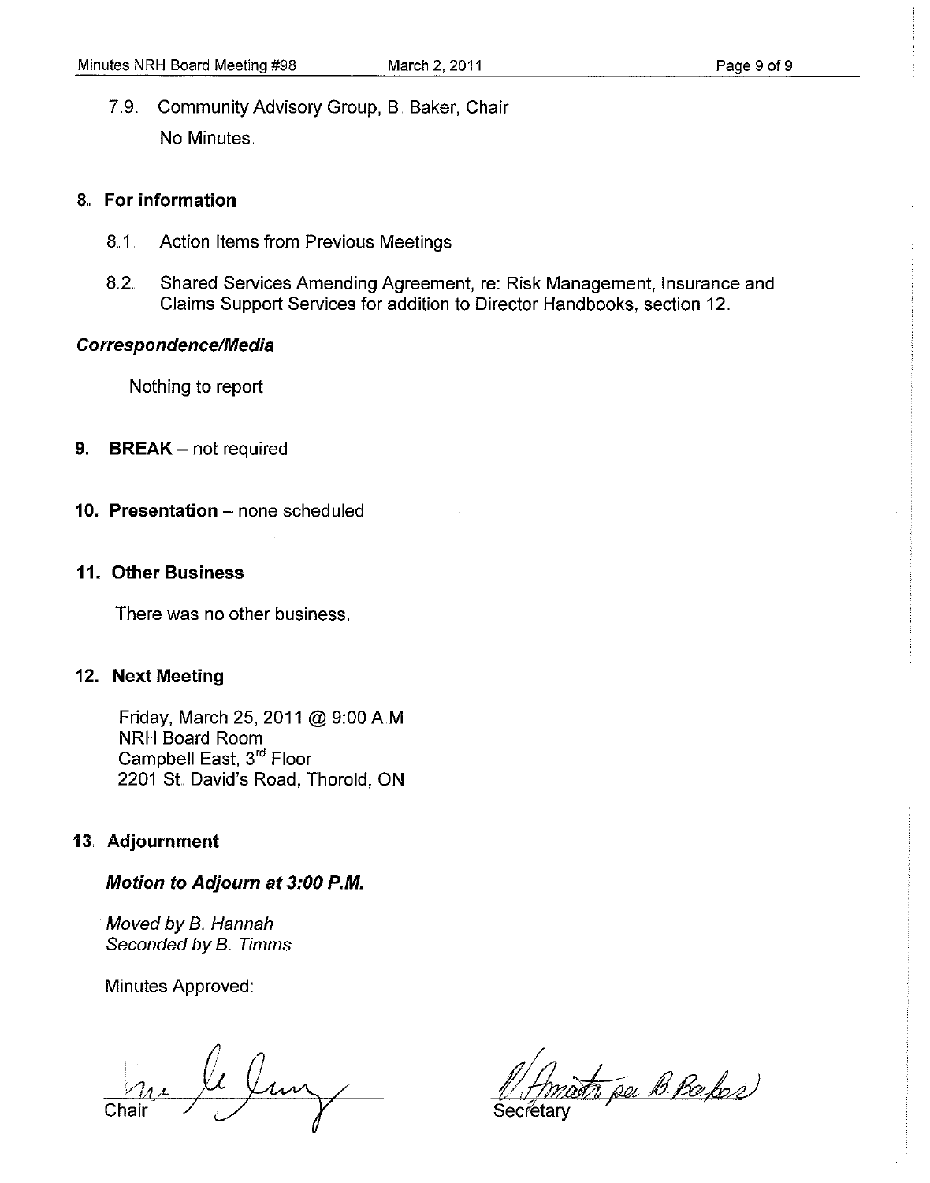7.9. Community Advisory Group, B. Baker, Chair

No Minutes.

## 8. For information

8.1. Action Items from Previous Meetings

8.2. Shared Services Amending Agreement, re: Risk Management, Insurance and Claims Support Services for addition to Director Handbooks, section 12.

### *Correspondence/Media*

Nothing to report

## 9. BREAK – not required

## 10. Presentation – none scheduled

## 11. Other Business

There was no other business.

## 12. Next Meeting

Friday, March 25, 2011 @ 9:00 A.M.
NRH Board Room
Campbell East, 3rd Floor
2201 St. David's Road, Thorold, ON

## 13. Adjournment

***Motion to Adjourn at 3:00 P.M.***

*Moved by B. Hannah*
*Seconded by B. Timms*

Minutes Approved:

Chair

Secretary